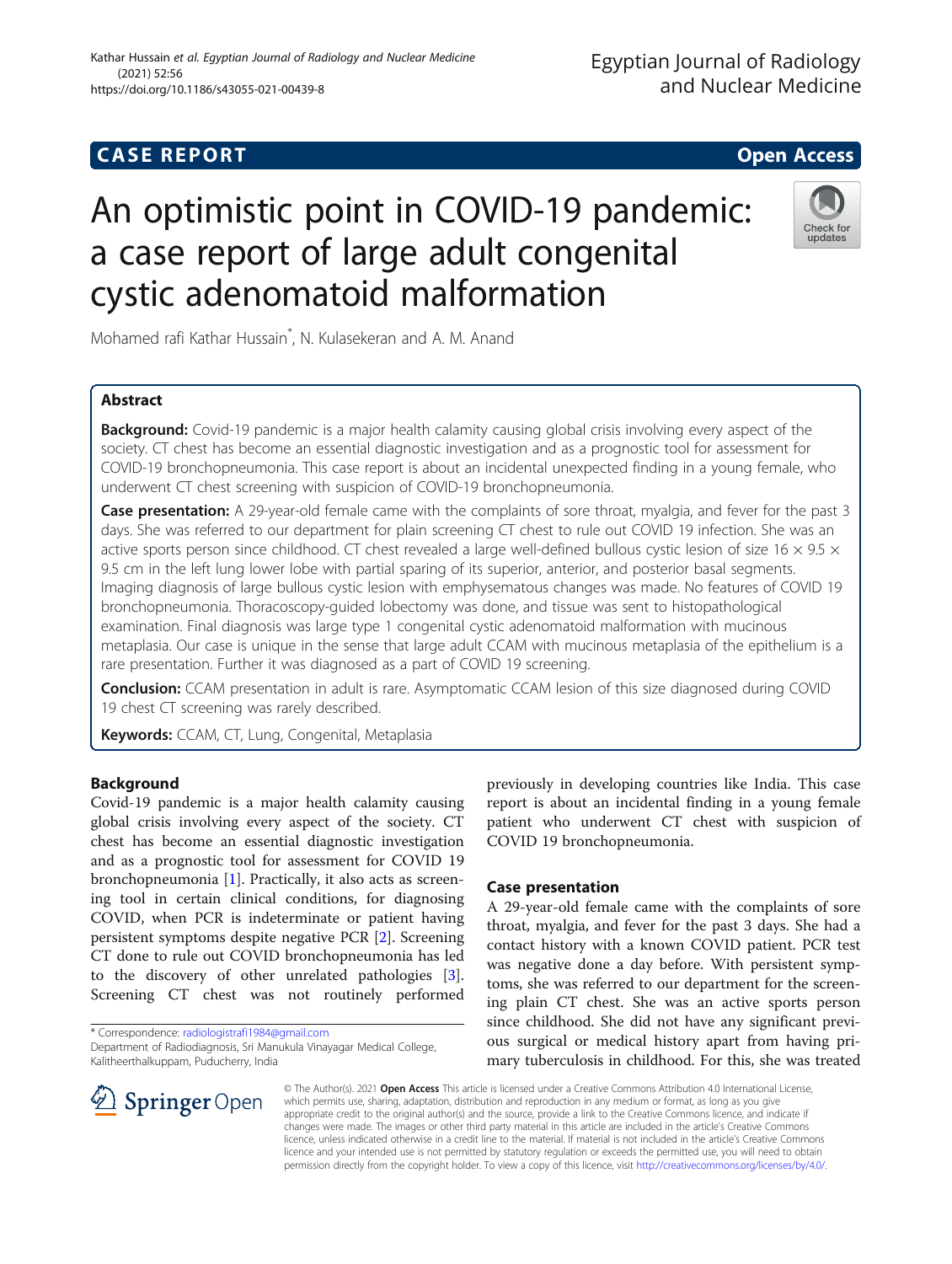# CASE REPORT

# An optimistic point in COVID-19 pandemic: a case report of large adult congenital cystic adenomatoid malformation

Mohamed rafi Kathar Hussain*, N. Kulasekeran and A. M. Anand

## Abstract

**Background:** Covid-19 pandemic is a major health calamity causing global crisis involving every aspect of the society. CT chest has become an essential diagnostic investigation and as a prognostic tool for assessment for COVID-19 bronchopneumonia. This case report is about an incidental unexpected finding in a young female, who underwent CT chest screening with suspicion of COVID-19 bronchopneumonia.

**Case presentation:** A 29-year-old female came with the complaints of sore throat, myalgia, and fever for the past 3 days. She was referred to our department for plain screening CT chest to rule out COVID 19 infection. She was an active sports person since childhood. CT chest revealed a large well-defined bullous cystic lesion of size 16 × 9.5 × 9.5 cm in the left lung lower lobe with partial sparing of its superior, anterior, and posterior basal segments. Imaging diagnosis of large bullous cystic lesion with emphysematous changes was made. No features of COVID 19 bronchopneumonia. Thoracoscopy-guided lobectomy was done, and tissue was sent to histopathological examination. Final diagnosis was large type 1 congenital cystic adenomatoid malformation with mucinous metaplasia. Our case is unique in the sense that large adult CCAM with mucinous metaplasia of the epithelium is a rare presentation. Further it was diagnosed as a part of COVID 19 screening.

**Conclusion:** CCAM presentation in adult is rare. Asymptomatic CCAM lesion of this size diagnosed during COVID 19 chest CT screening was rarely described.

**Keywords:** CCAM, CT, Lung, Congenital, Metaplasia

## Background

Covid-19 pandemic is a major health calamity causing global crisis involving every aspect of the society. CT chest has become an essential diagnostic investigation and as a prognostic tool for assessment for COVID 19 bronchopneumonia [1]. Practically, it also acts as screening tool in certain clinical conditions, for diagnosing COVID, when PCR is indeterminate or patient having persistent symptoms despite negative PCR [2]. Screening CT done to rule out COVID bronchopneumonia has led to the discovery of other unrelated pathologies [3]. Screening CT chest was not routinely performed previously in developing countries like India. This case report is about an incidental finding in a young female patient who underwent CT chest with suspicion of COVID 19 bronchopneumonia.

## Case presentation

A 29-year-old female came with the complaints of sore throat, myalgia, and fever for the past 3 days. She had a contact history with a known COVID patient. PCR test was negative done a day before. With persistent symptoms, she was referred to our department for the screening plain CT chest. She was an active sports person since childhood. She did not have any significant previous surgical or medical history apart from having primary tuberculosis in childhood. For this, she was treated

\* Correspondence: radiologistrafi1984@gmail.com
Department of Radiodiagnosis, Sri Manukula Vinayagar Medical College, Kalitheerthalkuppam, Puducherry, India

© The Author(s). 2021 **Open Access** This article is licensed under a Creative Commons Attribution 4.0 International License, which permits use, sharing, adaptation, distribution and reproduction in any medium or format, as long as you give appropriate credit to the original author(s) and the source, provide a link to the Creative Commons licence, and indicate if changes were made. The images or other third party material in this article are included in the article's Creative Commons licence, unless indicated otherwise in a credit line to the material. If material is not included in the article's Creative Commons licence and your intended use is not permitted by statutory regulation or exceeds the permitted use, you will need to obtain permission directly from the copyright holder. To view a copy of this licence, visit http://creativecommons.org/licenses/by/4.0/.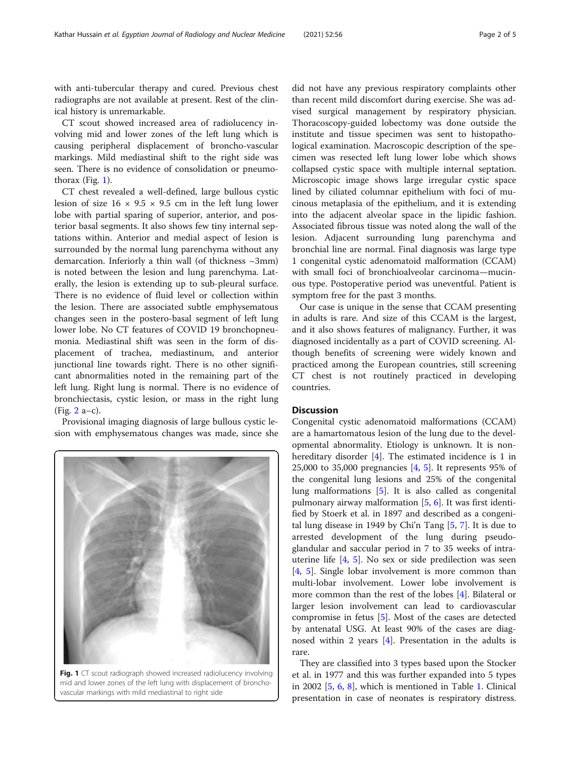with anti-tubercular therapy and cured. Previous chest radiographs are not available at present. Rest of the clinical history is unremarkable.

CT scout showed increased area of radiolucency involving mid and lower zones of the left lung which is causing peripheral displacement of broncho-vascular markings. Mild mediastinal shift to the right side was seen. There is no evidence of consolidation or pneumothorax (Fig. 1).

CT chest revealed a well-defined, large bullous cystic lesion of size 16 × 9.5 × 9.5 cm in the left lung lower lobe with partial sparing of superior, anterior, and posterior basal segments. It also shows few tiny internal septations within. Anterior and medial aspect of lesion is surrounded by the normal lung parenchyma without any demarcation. Inferiorly a thin wall (of thickness ~3mm) is noted between the lesion and lung parenchyma. Laterally, the lesion is extending up to sub-pleural surface. There is no evidence of fluid level or collection within the lesion. There are associated subtle emphysematous changes seen in the postero-basal segment of left lung lower lobe. No CT features of COVID 19 bronchopneumonia. Mediastinal shift was seen in the form of displacement of trachea, mediastinum, and anterior junctional line towards right. There is no other significant abnormalities noted in the remaining part of the left lung. Right lung is normal. There is no evidence of bronchiectasis, cystic lesion, or mass in the right lung (Fig. 2 a–c).

Provisional imaging diagnosis of large bullous cystic lesion with emphysematous changes was made, since she did not have any previous respiratory complaints other than recent mild discomfort during exercise. She was advised surgical management by respiratory physician. Thoracoscopy-guided lobectomy was done outside the institute and tissue specimen was sent to histopathological examination. Macroscopic description of the specimen was resected left lung lower lobe which shows collapsed cystic space with multiple internal septation. Microscopic image shows large irregular cystic space lined by ciliated columnar epithelium with foci of mucinous metaplasia of the epithelium, and it is extending into the adjacent alveolar space in the lipidic fashion. Associated fibrous tissue was noted along the wall of the lesion. Adjacent surrounding lung parenchyma and bronchial line are normal. Final diagnosis was large type 1 congenital cystic adenomatoid malformation (CCAM) with small foci of bronchioalveolar carcinoma—mucinous type. Postoperative period was uneventful. Patient is symptom free for the past 3 months.

Fig. 1 CT scout radiograph showed increased radiolucency involving mid and lower zones of the left lung with displacement of broncho-vascular markings with mild mediastinal to right side

Our case is unique in the sense that CCAM presenting in adults is rare. And size of this CCAM is the largest, and it also shows features of malignancy. Further, it was diagnosed incidentally as a part of COVID screening. Although benefits of screening were widely known and practiced among the European countries, still screening CT chest is not routinely practiced in developing countries.

## Discussion

Congenital cystic adenomatoid malformations (CCAM) are a hamartomatous lesion of the lung due to the developmental abnormality. Etiology is unknown. It is non-hereditary disorder [4]. The estimated incidence is 1 in 25,000 to 35,000 pregnancies [4, 5]. It represents 95% of the congenital lung lesions and 25% of the congenital lung malformations [5]. It is also called as congenital pulmonary airway malformation [5, 6]. It was first identified by Stoerk et al. in 1897 and described as a congenital lung disease in 1949 by Chi'n Tang [5, 7]. It is due to arrested development of the lung during pseudo-glandular and saccular period in 7 to 35 weeks of intrauterine life [4, 5]. No sex or side predilection was seen [4, 5]. Single lobar involvement is more common than multi-lobar involvement. Lower lobe involvement is more common than the rest of the lobes [4]. Bilateral or larger lesion involvement can lead to cardiovascular compromise in fetus [5]. Most of the cases are detected by antenatal USG. At least 90% of the cases are diagnosed within 2 years [4]. Presentation in the adults is rare.

They are classified into 3 types based upon the Stocker et al. in 1977 and this was further expanded into 5 types in 2002 [5, 6, 8], which is mentioned in Table 1. Clinical presentation in case of neonates is respiratory distress.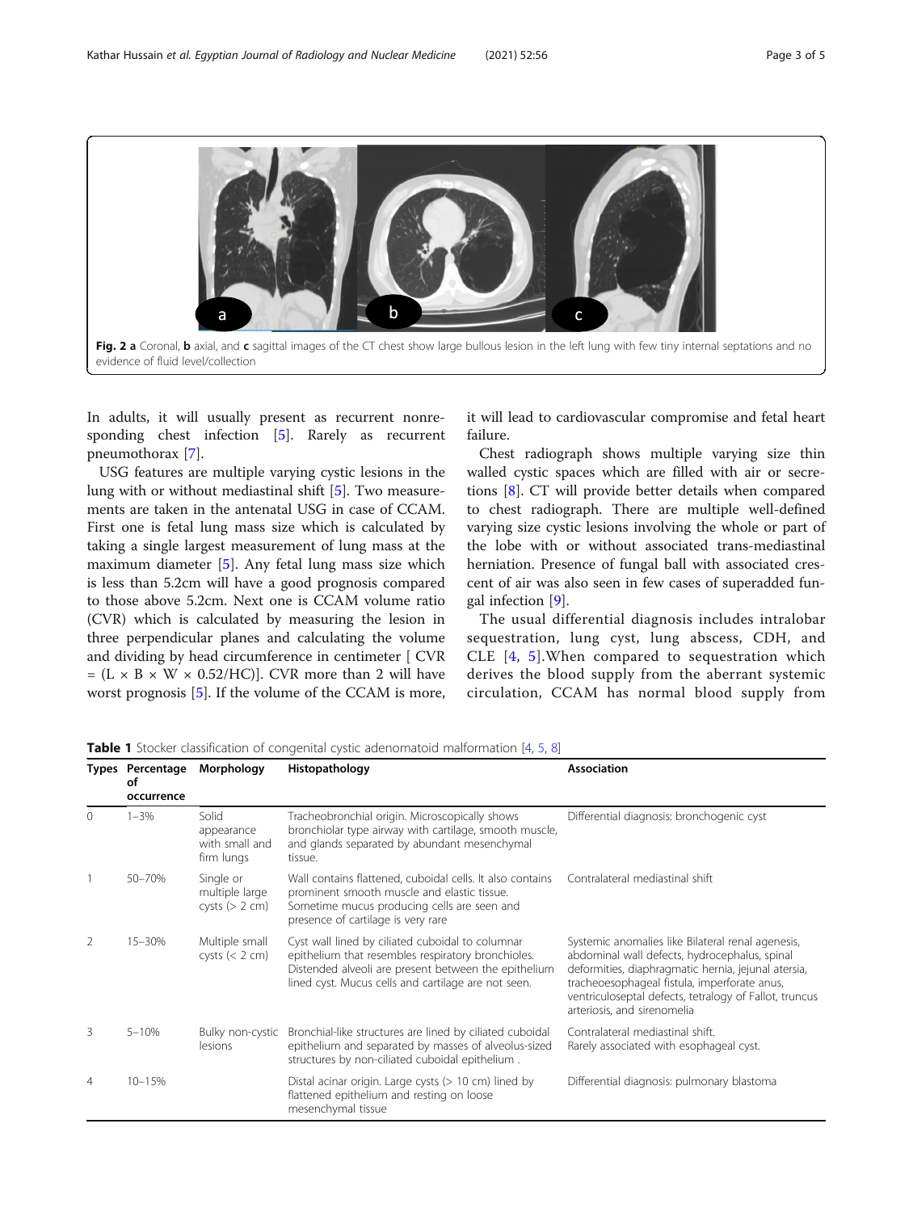Fig. 2 **a** Coronal, **b** axial, and **c** sagittal images of the CT chest show large bullous lesion in the left lung with few tiny internal septations and no evidence of fluid level/collection

In adults, it will usually present as recurrent nonresponding chest infection [5]. Rarely as recurrent pneumothorax [7].

USG features are multiple varying cystic lesions in the lung with or without mediastinal shift [5]. Two measurements are taken in the antenatal USG in case of CCAM. First one is fetal lung mass size which is calculated by taking a single largest measurement of lung mass at the maximum diameter [5]. Any fetal lung mass size which is less than 5.2cm will have a good prognosis compared to those above 5.2cm. Next one is CCAM volume ratio (CVR) which is calculated by measuring the lesion in three perpendicular planes and calculating the volume and dividing by head circumference in centimeter [ CVR = (L × B × W × 0.52/HC)]. CVR more than 2 will have worst prognosis [5]. If the volume of the CCAM is more, it will lead to cardiovascular compromise and fetal heart failure.

Chest radiograph shows multiple varying size thin walled cystic spaces which are filled with air or secretions [8]. CT will provide better details when compared to chest radiograph. There are multiple well-defined varying size cystic lesions involving the whole or part of the lobe with or without associated trans-mediastinal herniation. Presence of fungal ball with associated crescent of air was also seen in few cases of superadded fungal infection [9].

The usual differential diagnosis includes intralobar sequestration, lung cyst, lung abscess, CDH, and CLE [4, 5].When compared to sequestration which derives the blood supply from the aberrant systemic circulation, CCAM has normal blood supply from

**Table 1** Stocker classification of congenital cystic adenomatoid malformation [4, 5, 8]

| Types | Percentage of occurrence | Morphology | Histopathology | Association |
|---|---|---|---|---|
| 0 | 1–3% | Solid appearance with small and firm lungs | Tracheobronchial origin. Microscopically shows bronchiolar type airway with cartilage, smooth muscle, and glands separated by abundant mesenchymal tissue. | Differential diagnosis: bronchogenic cyst |
| 1 | 50–70% | Single or multiple large cysts (> 2 cm) | Wall contains flattened, cuboidal cells. It also contains prominent smooth muscle and elastic tissue. Sometime mucus producing cells are seen and presence of cartilage is very rare | Contralateral mediastinal shift |
| 2 | 15–30% | Multiple small cysts (< 2 cm) | Cyst wall lined by ciliated cuboidal to columnar epithelium that resembles respiratory bronchioles. Distended alveoli are present between the epithelium lined cyst. Mucus cells and cartilage are not seen. | Systemic anomalies like Bilateral renal agenesis, abdominal wall defects, hydrocephalus, spinal deformities, diaphragmatic hernia, jejunal atersia, tracheoesophageal fistula, imperforate anus, ventriculoseptal defects, tetralogy of Fallot, truncus arteriosis, and sirenomelia |
| 3 | 5–10% | Bulky non-cystic lesions | Bronchial-like structures are lined by ciliated cuboidal epithelium and separated by masses of alveolus-sized structures by non-ciliated cuboidal epithelium . | Contralateral mediastinal shift. Rarely associated with esophageal cyst. |
| 4 | 10–15% | | Distal acinar origin. Large cysts (> 10 cm) lined by flattened epithelium and resting on loose mesenchymal tissue | Differential diagnosis: pulmonary blastoma |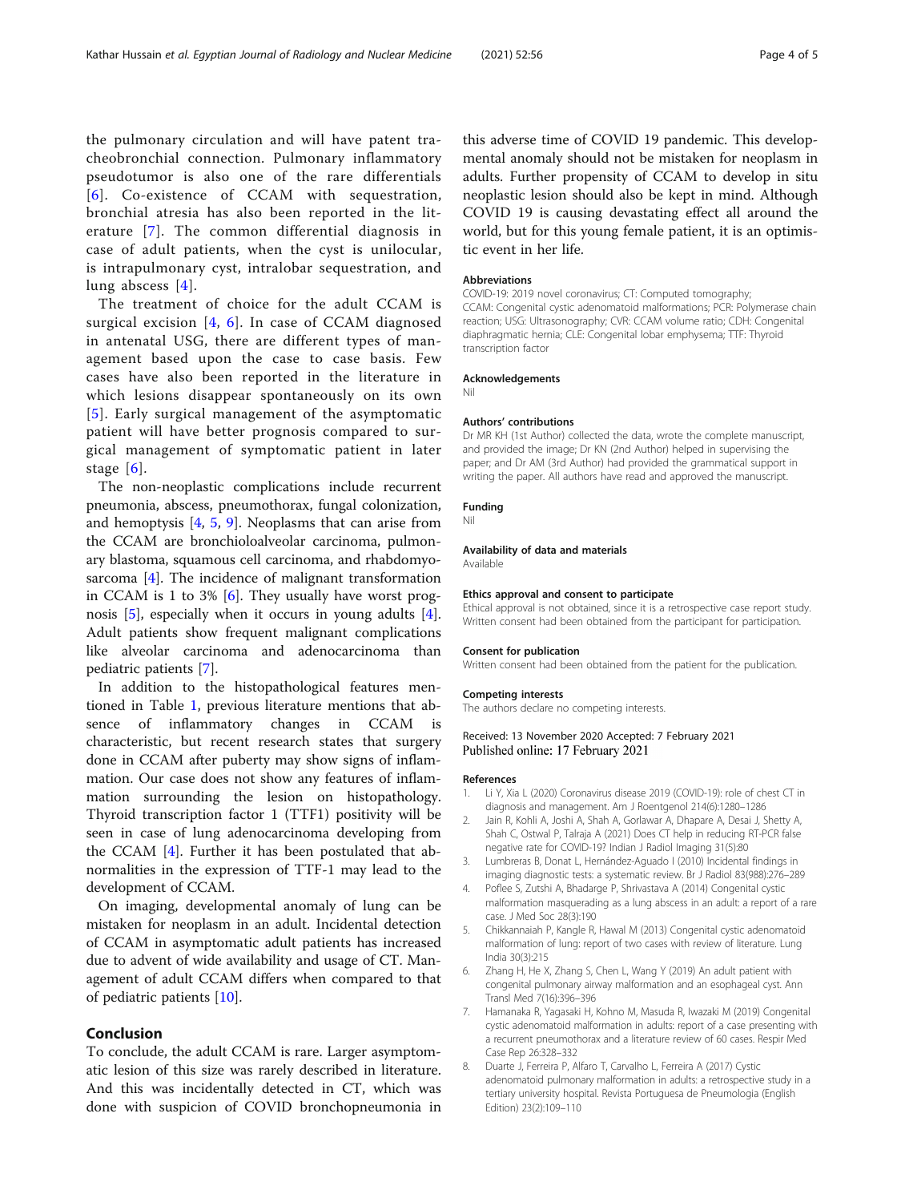the pulmonary circulation and will have patent tracheobronchial connection. Pulmonary inflammatory pseudotumor is also one of the rare differentials [6]. Co-existence of CCAM with sequestration, bronchial atresia has also been reported in the literature [7]. The common differential diagnosis in case of adult patients, when the cyst is unilocular, is intrapulmonary cyst, intralobar sequestration, and lung abscess [4].

The treatment of choice for the adult CCAM is surgical excision [4, 6]. In case of CCAM diagnosed in antenatal USG, there are different types of management based upon the case to case basis. Few cases have also been reported in the literature in which lesions disappear spontaneously on its own [5]. Early surgical management of the asymptomatic patient will have better prognosis compared to surgical management of symptomatic patient in later stage [6].

The non-neoplastic complications include recurrent pneumonia, abscess, pneumothorax, fungal colonization, and hemoptysis [4, 5, 9]. Neoplasms that can arise from the CCAM are bronchioloalveolar carcinoma, pulmonary blastoma, squamous cell carcinoma, and rhabdomyosarcoma [4]. The incidence of malignant transformation in CCAM is 1 to 3% [6]. They usually have worst prognosis [5], especially when it occurs in young adults [4]. Adult patients show frequent malignant complications like alveolar carcinoma and adenocarcinoma than pediatric patients [7].

In addition to the histopathological features mentioned in Table 1, previous literature mentions that absence of inflammatory changes in CCAM is characteristic, but recent research states that surgery done in CCAM after puberty may show signs of inflammation. Our case does not show any features of inflammation surrounding the lesion on histopathology. Thyroid transcription factor 1 (TTF1) positivity will be seen in case of lung adenocarcinoma developing from the CCAM [4]. Further it has been postulated that abnormalities in the expression of TTF-1 may lead to the development of CCAM.

On imaging, developmental anomaly of lung can be mistaken for neoplasm in an adult. Incidental detection of CCAM in asymptomatic adult patients has increased due to advent of wide availability and usage of CT. Management of adult CCAM differs when compared to that of pediatric patients [10].

## Conclusion

To conclude, the adult CCAM is rare. Larger asymptomatic lesion of this size was rarely described in literature. And this was incidentally detected in CT, which was done with suspicion of COVID bronchopneumonia in this adverse time of COVID 19 pandemic. This developmental anomaly should not be mistaken for neoplasm in adults. Further propensity of CCAM to develop in situ neoplastic lesion should also be kept in mind. Although COVID 19 is causing devastating effect all around the world, but for this young female patient, it is an optimistic event in her life.

### Abbreviations

COVID-19: 2019 novel coronavirus; CT: Computed tomography; CCAM: Congenital cystic adenomatoid malformations; PCR: Polymerase chain reaction; USG: Ultrasonography; CVR: CCAM volume ratio; CDH: Congenital diaphragmatic hernia; CLE: Congenital lobar emphysema; TTF: Thyroid transcription factor

### Acknowledgements

Nil

### Authors' contributions

Dr MR KH (1st Author) collected the data, wrote the complete manuscript, and provided the image; Dr KN (2nd Author) helped in supervising the paper; and Dr AM (3rd Author) had provided the grammatical support in writing the paper. All authors have read and approved the manuscript.

### Funding

Nil

### Availability of data and materials

Available

### Ethics approval and consent to participate

Ethical approval is not obtained, since it is a retrospective case report study. Written consent had been obtained from the participant for participation.

### Consent for publication

Written consent had been obtained from the patient for the publication.

### Competing interests

The authors declare no competing interests.

Received: 13 November 2020 Accepted: 7 February 2021
Published online: 17 February 2021

### References

1. Li Y, Xia L (2020) Coronavirus disease 2019 (COVID-19): role of chest CT in diagnosis and management. Am J Roentgenol 214(6):1280–1286
2. Jain R, Kohli A, Joshi A, Shah A, Gorlawar A, Dhapare A, Desai J, Shetty A, Shah C, Ostwal P, Talraja A (2021) Does CT help in reducing RT-PCR false negative rate for COVID-19? Indian J Radiol Imaging 31(5):80
3. Lumbreras B, Donat L, Hernández-Aguado I (2010) Incidental findings in imaging diagnostic tests: a systematic review. Br J Radiol 83(988):276–289
4. Poflee S, Zutshi A, Bhadarge P, Shrivastava A (2014) Congenital cystic malformation masquerading as a lung abscess in an adult: a report of a rare case. J Med Soc 28(3):190
5. Chikkannaiah P, Kangle R, Hawal M (2013) Congenital cystic adenomatoid malformation of lung: report of two cases with review of literature. Lung India 30(3):215
6. Zhang H, He X, Zhang S, Chen L, Wang Y (2019) An adult patient with congenital pulmonary airway malformation and an esophageal cyst. Ann Transl Med 7(16):396–396
7. Hamanaka R, Yagasaki H, Kohno M, Masuda R, Iwazaki M (2019) Congenital cystic adenomatoid malformation in adults: report of a case presenting with a recurrent pneumothorax and a literature review of 60 cases. Respir Med Case Rep 26:328–332
8. Duarte J, Ferreira P, Alfaro T, Carvalho L, Ferreira A (2017) Cystic adenomatoid pulmonary malformation in adults: a retrospective study in a tertiary university hospital. Revista Portuguesa de Pneumologia (English Edition) 23(2):109–110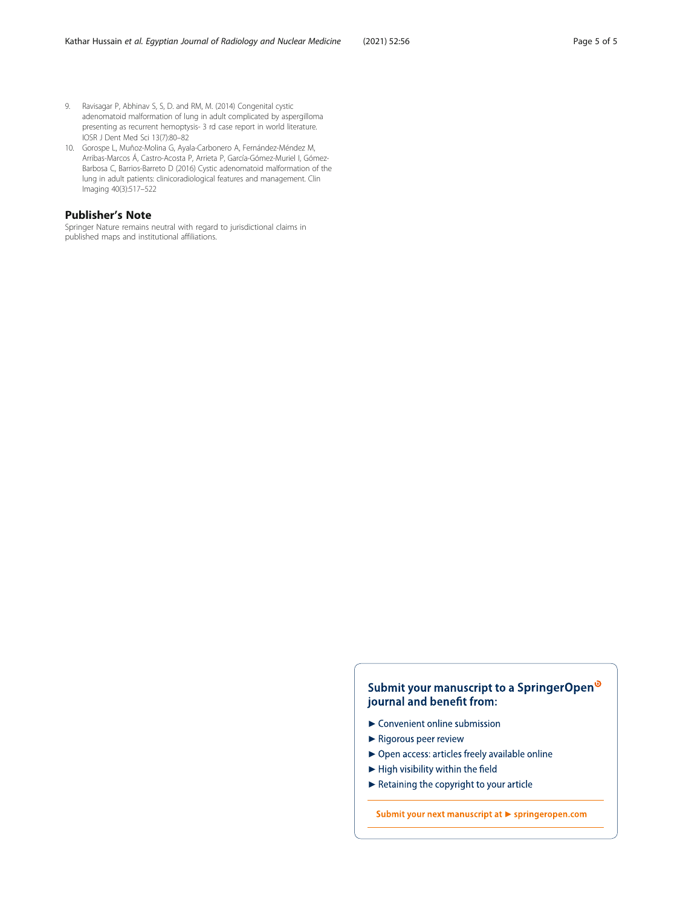9. Ravisagar P, Abhinav S, S, D. and RM, M. (2014) Congenital cystic adenomatoid malformation of lung in adult complicated by aspergilloma presenting as recurrent hemoptysis- 3 rd case report in world literature. IOSR J Dent Med Sci 13(7):80–82
10. Gorospe L, Muñoz-Molina G, Ayala-Carbonero A, Fernández-Méndez M, Arribas-Marcos Á, Castro-Acosta P, Arrieta P, García-Gómez-Muriel I, Gómez-Barbosa C, Barrios-Barreto D (2016) Cystic adenomatoid malformation of the lung in adult patients: clinicoradiological features and management. Clin Imaging 40(3):517–522

## Publisher's Note

Springer Nature remains neutral with regard to jurisdictional claims in published maps and institutional affiliations.

**Submit your manuscript to a SpringerOpen journal and benefit from:**

- ► Convenient online submission
- ► Rigorous peer review
- ► Open access: articles freely available online
- ► High visibility within the field
- ► Retaining the copyright to your article

**Submit your next manuscript at ► springeropen.com**